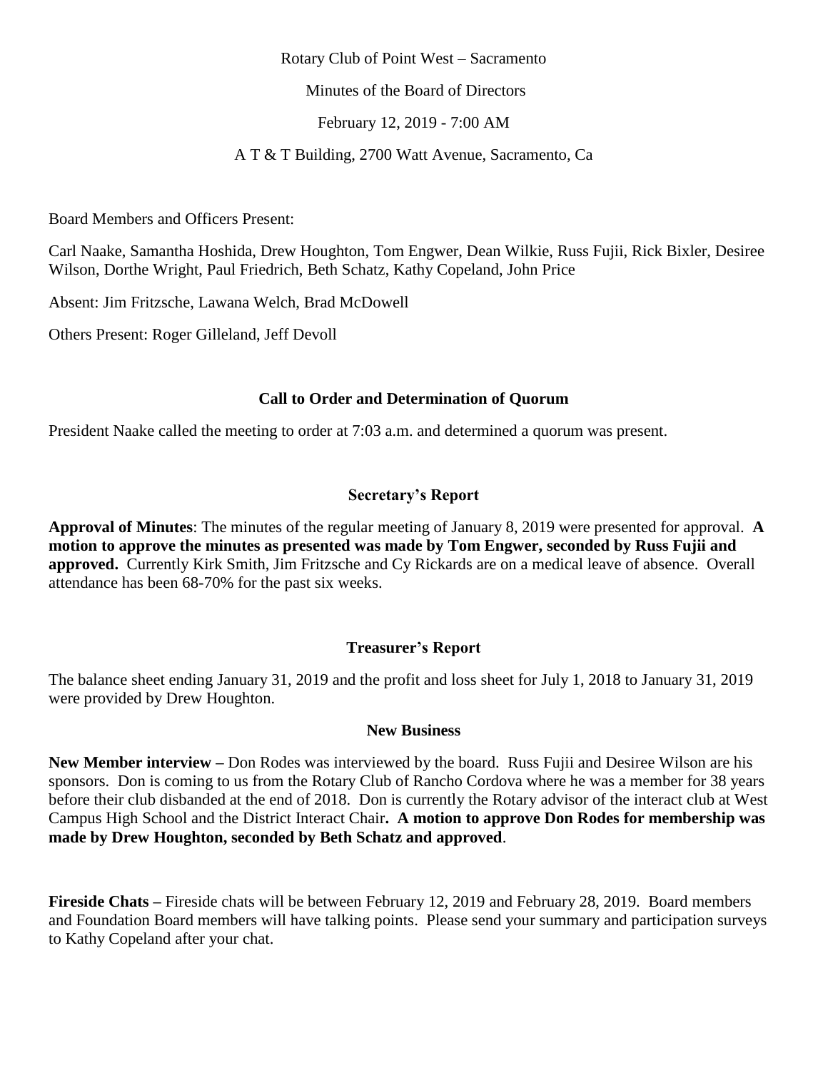Rotary Club of Point West – Sacramento

Minutes of the Board of Directors

February 12, 2019 - 7:00 AM

A T & T Building, 2700 Watt Avenue, Sacramento, Ca

Board Members and Officers Present:

Carl Naake, Samantha Hoshida, Drew Houghton, Tom Engwer, Dean Wilkie, Russ Fujii, Rick Bixler, Desiree Wilson, Dorthe Wright, Paul Friedrich, Beth Schatz, Kathy Copeland, John Price

Absent: Jim Fritzsche, Lawana Welch, Brad McDowell

Others Present: Roger Gilleland, Jeff Devoll

### Call to Order and Determination of Quorum

President Naake called the meeting to order at 7:03 a.m. and determined a quorum was present.

### Secretary's Report

**Approval of Minutes**: The minutes of the regular meeting of January 8, 2019 were presented for approval. **A motion to approve the minutes as presented was made by Tom Engwer, seconded by Russ Fujii and approved.** Currently Kirk Smith, Jim Fritzsche and Cy Rickards are on a medical leave of absence. Overall attendance has been 68-70% for the past six weeks.

### Treasurer's Report

The balance sheet ending January 31, 2019 and the profit and loss sheet for July 1, 2018 to January 31, 2019 were provided by Drew Houghton.

### New Business

**New Member interview –** Don Rodes was interviewed by the board. Russ Fujii and Desiree Wilson are his sponsors. Don is coming to us from the Rotary Club of Rancho Cordova where he was a member for 38 years before their club disbanded at the end of 2018. Don is currently the Rotary advisor of the interact club at West Campus High School and the District Interact Chair**. A motion to approve Don Rodes for membership was made by Drew Houghton, seconded by Beth Schatz and approved**.

**Fireside Chats –** Fireside chats will be between February 12, 2019 and February 28, 2019. Board members and Foundation Board members will have talking points. Please send your summary and participation surveys to Kathy Copeland after your chat.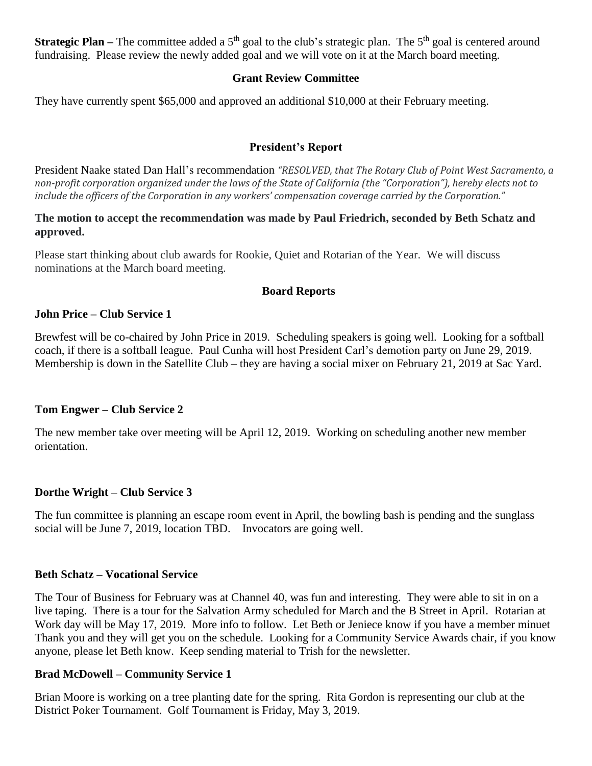**Strategic Plan** – The committee added a 5th goal to the club's strategic plan. The 5th goal is centered around fundraising. Please review the newly added goal and we will vote on it at the March board meeting.

### Grant Review Committee

They have currently spent $65,000 and approved an additional $10,000 at their February meeting.

### President's Report

President Naake stated Dan Hall's recommendation *"RESOLVED, that The Rotary Club of Point West Sacramento, a non-profit corporation organized under the laws of the State of California (the "Corporation"), hereby elects not to include the officers of the Corporation in any workers' compensation coverage carried by the Corporation."*

**The motion to accept the recommendation was made by Paul Friedrich, seconded by Beth Schatz and approved.**

Please start thinking about club awards for Rookie, Quiet and Rotarian of the Year. We will discuss nominations at the March board meeting.

### Board Reports

**John Price – Club Service 1**

Brewfest will be co-chaired by John Price in 2019. Scheduling speakers is going well. Looking for a softball coach, if there is a softball league. Paul Cunha will host President Carl's demotion party on June 29, 2019. Membership is down in the Satellite Club – they are having a social mixer on February 21, 2019 at Sac Yard.

**Tom Engwer – Club Service 2**

The new member take over meeting will be April 12, 2019. Working on scheduling another new member orientation.

**Dorthe Wright – Club Service 3**

The fun committee is planning an escape room event in April, the bowling bash is pending and the sunglass social will be June 7, 2019, location TBD. Invocators are going well.

**Beth Schatz – Vocational Service**

The Tour of Business for February was at Channel 40, was fun and interesting. They were able to sit in on a live taping. There is a tour for the Salvation Army scheduled for March and the B Street in April. Rotarian at Work day will be May 17, 2019. More info to follow. Let Beth or Jeniece know if you have a member minuet Thank you and they will get you on the schedule. Looking for a Community Service Awards chair, if you know anyone, please let Beth know. Keep sending material to Trish for the newsletter.

**Brad McDowell – Community Service 1**

Brian Moore is working on a tree planting date for the spring. Rita Gordon is representing our club at the District Poker Tournament. Golf Tournament is Friday, May 3, 2019.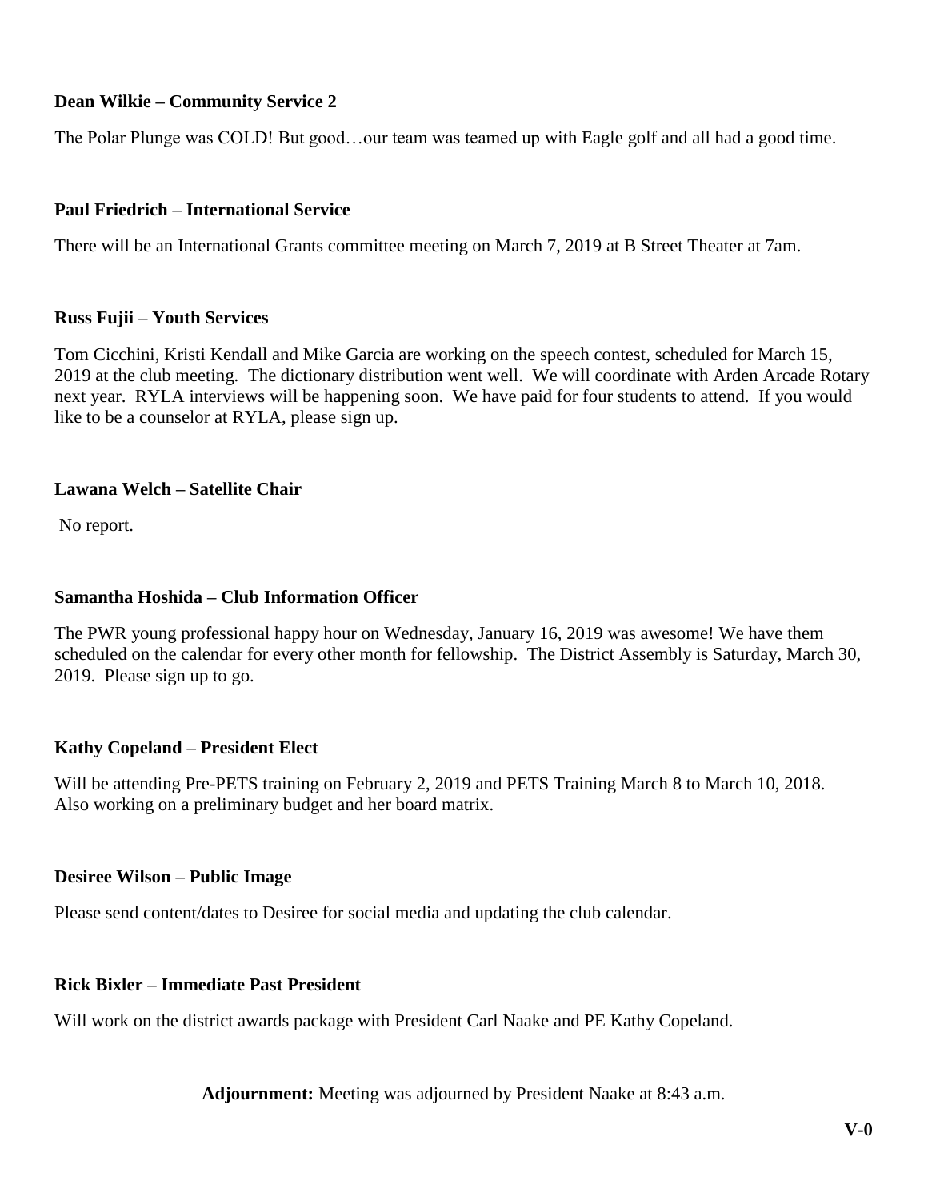**Dean Wilkie – Community Service 2**

The Polar Plunge was COLD! But good…our team was teamed up with Eagle golf and all had a good time.

**Paul Friedrich – International Service**

There will be an International Grants committee meeting on March 7, 2019 at B Street Theater at 7am.

**Russ Fujii – Youth Services**

Tom Cicchini, Kristi Kendall and Mike Garcia are working on the speech contest, scheduled for March 15, 2019 at the club meeting. The dictionary distribution went well. We will coordinate with Arden Arcade Rotary next year. RYLA interviews will be happening soon. We have paid for four students to attend. If you would like to be a counselor at RYLA, please sign up.

**Lawana Welch – Satellite Chair**

No report.

**Samantha Hoshida – Club Information Officer**

The PWR young professional happy hour on Wednesday, January 16, 2019 was awesome! We have them scheduled on the calendar for every other month for fellowship. The District Assembly is Saturday, March 30, 2019. Please sign up to go.

**Kathy Copeland – President Elect**

Will be attending Pre-PETS training on February 2, 2019 and PETS Training March 8 to March 10, 2018. Also working on a preliminary budget and her board matrix.

**Desiree Wilson – Public Image**

Please send content/dates to Desiree for social media and updating the club calendar.

**Rick Bixler – Immediate Past President**

Will work on the district awards package with President Carl Naake and PE Kathy Copeland.

**Adjournment:** Meeting was adjourned by President Naake at 8:43 a.m.

**V-0**